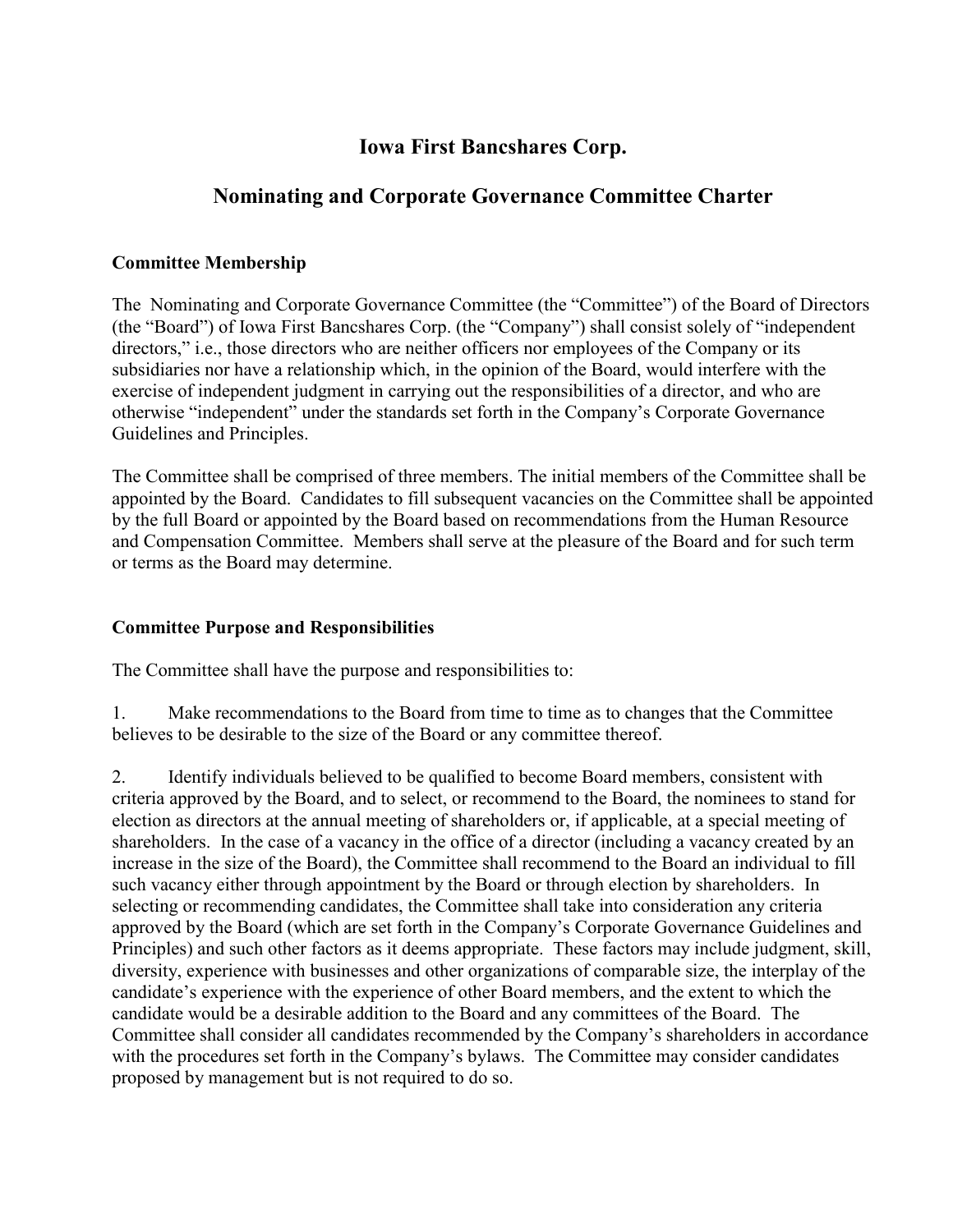# Iowa First Bancshares Corp.

## Nominating and Corporate Governance Committee Charter

### Committee Membership

The Nominating and Corporate Governance Committee (the "Committee") of the Board of Directors (the "Board") of Iowa First Bancshares Corp. (the "Company") shall consist solely of "independent directors," i.e., those directors who are neither officers nor employees of the Company or its subsidiaries nor have a relationship which, in the opinion of the Board, would interfere with the exercise of independent judgment in carrying out the responsibilities of a director, and who are otherwise "independent" under the standards set forth in the Company's Corporate Governance Guidelines and Principles.

The Committee shall be comprised of three members. The initial members of the Committee shall be appointed by the Board. Candidates to fill subsequent vacancies on the Committee shall be appointed by the full Board or appointed by the Board based on recommendations from the Human Resource and Compensation Committee. Members shall serve at the pleasure of the Board and for such term or terms as the Board may determine.

### Committee Purpose and Responsibilities

The Committee shall have the purpose and responsibilities to:

1. Make recommendations to the Board from time to time as to changes that the Committee believes to be desirable to the size of the Board or any committee thereof.

2. Identify individuals believed to be qualified to become Board members, consistent with criteria approved by the Board, and to select, or recommend to the Board, the nominees to stand for election as directors at the annual meeting of shareholders or, if applicable, at a special meeting of shareholders. In the case of a vacancy in the office of a director (including a vacancy created by an increase in the size of the Board), the Committee shall recommend to the Board an individual to fill such vacancy either through appointment by the Board or through election by shareholders. In selecting or recommending candidates, the Committee shall take into consideration any criteria approved by the Board (which are set forth in the Company's Corporate Governance Guidelines and Principles) and such other factors as it deems appropriate. These factors may include judgment, skill, diversity, experience with businesses and other organizations of comparable size, the interplay of the candidate's experience with the experience of other Board members, and the extent to which the candidate would be a desirable addition to the Board and any committees of the Board. The Committee shall consider all candidates recommended by the Company's shareholders in accordance with the procedures set forth in the Company's bylaws. The Committee may consider candidates proposed by management but is not required to do so.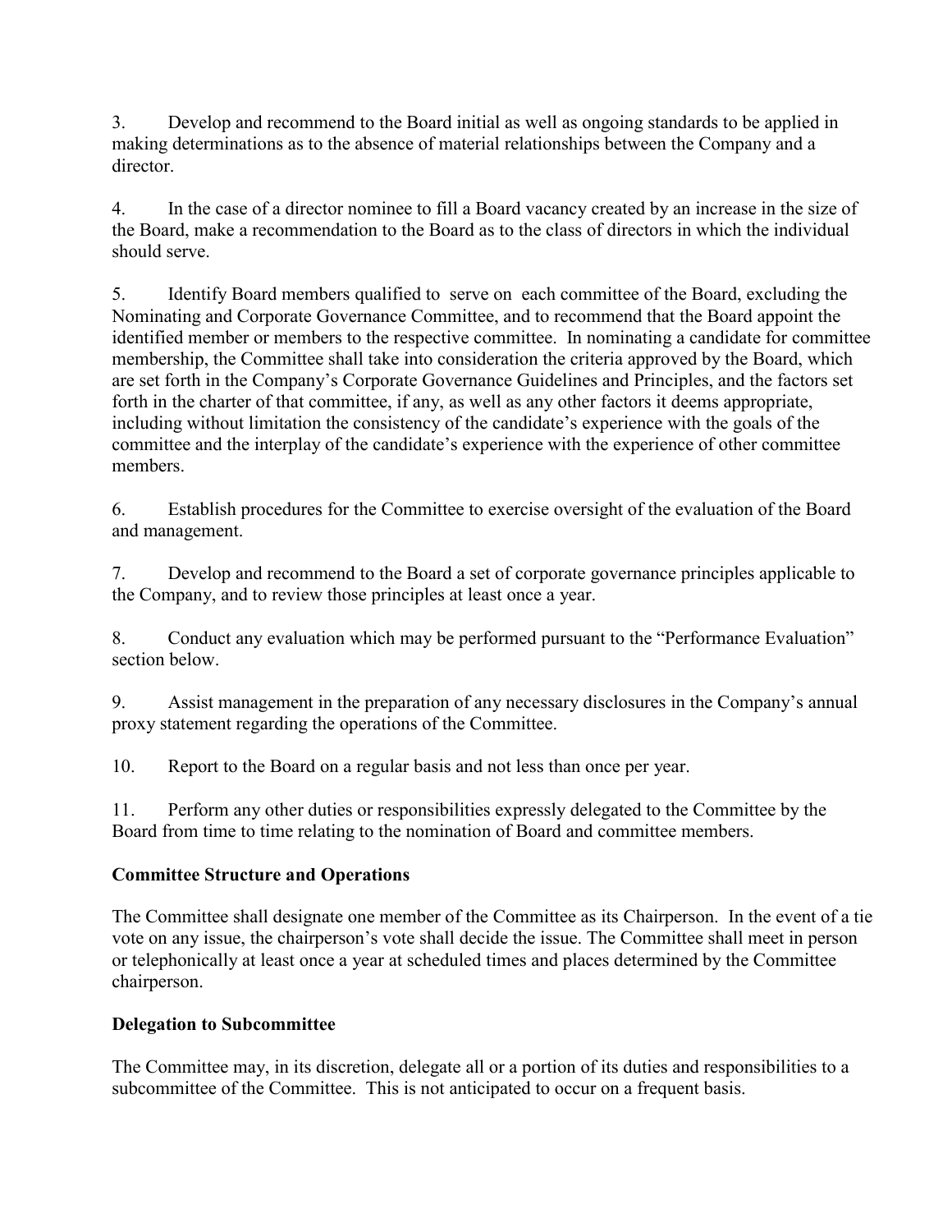3. Develop and recommend to the Board initial as well as ongoing standards to be applied in making determinations as to the absence of material relationships between the Company and a director.

4. In the case of a director nominee to fill a Board vacancy created by an increase in the size of the Board, make a recommendation to the Board as to the class of directors in which the individual should serve.

5. Identify Board members qualified to serve on each committee of the Board, excluding the Nominating and Corporate Governance Committee, and to recommend that the Board appoint the identified member or members to the respective committee. In nominating a candidate for committee membership, the Committee shall take into consideration the criteria approved by the Board, which are set forth in the Company's Corporate Governance Guidelines and Principles, and the factors set forth in the charter of that committee, if any, as well as any other factors it deems appropriate, including without limitation the consistency of the candidate's experience with the goals of the committee and the interplay of the candidate's experience with the experience of other committee members.

6. Establish procedures for the Committee to exercise oversight of the evaluation of the Board and management.

7. Develop and recommend to the Board a set of corporate governance principles applicable to the Company, and to review those principles at least once a year.

8. Conduct any evaluation which may be performed pursuant to the "Performance Evaluation" section below.

9. Assist management in the preparation of any necessary disclosures in the Company's annual proxy statement regarding the operations of the Committee.

10. Report to the Board on a regular basis and not less than once per year.

11. Perform any other duties or responsibilities expressly delegated to the Committee by the Board from time to time relating to the nomination of Board and committee members.

**Committee Structure and Operations**

The Committee shall designate one member of the Committee as its Chairperson. In the event of a tie vote on any issue, the chairperson's vote shall decide the issue. The Committee shall meet in person or telephonically at least once a year at scheduled times and places determined by the Committee chairperson.

**Delegation to Subcommittee**

The Committee may, in its discretion, delegate all or a portion of its duties and responsibilities to a subcommittee of the Committee. This is not anticipated to occur on a frequent basis.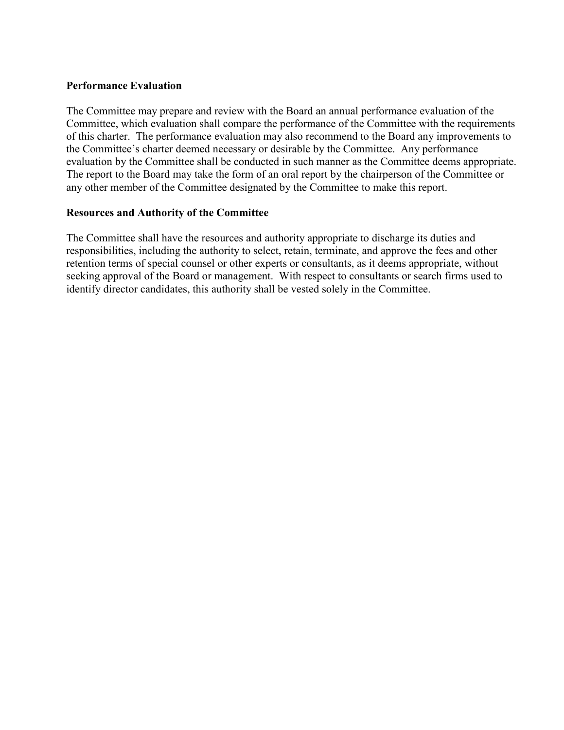**Performance Evaluation**

The Committee may prepare and review with the Board an annual performance evaluation of the Committee, which evaluation shall compare the performance of the Committee with the requirements of this charter. The performance evaluation may also recommend to the Board any improvements to the Committee's charter deemed necessary or desirable by the Committee. Any performance evaluation by the Committee shall be conducted in such manner as the Committee deems appropriate. The report to the Board may take the form of an oral report by the chairperson of the Committee or any other member of the Committee designated by the Committee to make this report.

**Resources and Authority of the Committee**

The Committee shall have the resources and authority appropriate to discharge its duties and responsibilities, including the authority to select, retain, terminate, and approve the fees and other retention terms of special counsel or other experts or consultants, as it deems appropriate, without seeking approval of the Board or management. With respect to consultants or search firms used to identify director candidates, this authority shall be vested solely in the Committee.